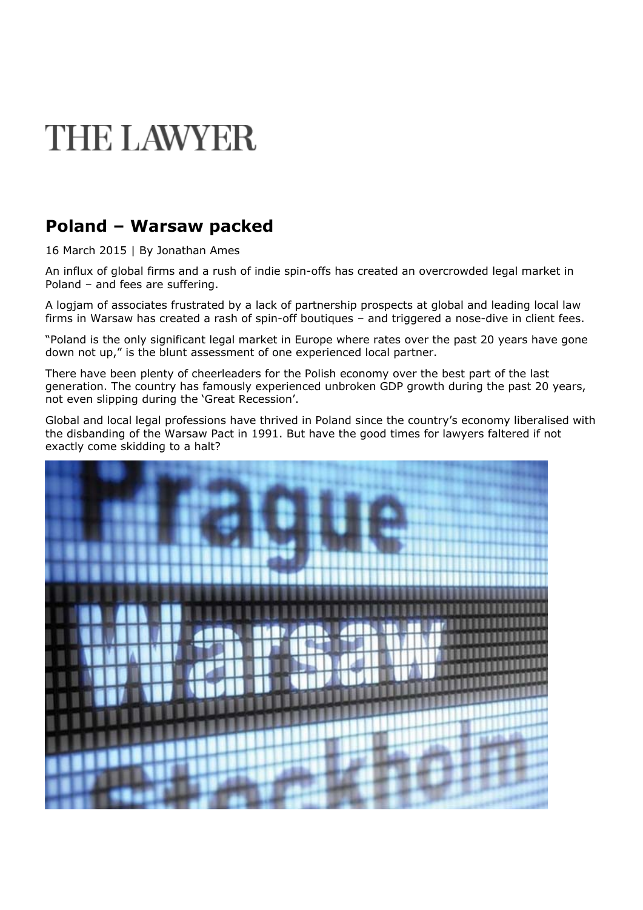# THE LAWYER

## Poland – Warsaw packed

16 March 2015 | By Jonathan Ames

An influx of global firms and a rush of indie spin-offs has created an overcrowded legal market in Poland – and fees are suffering.

A logjam of associates frustrated by a lack of partnership prospects at global and leading local law firms in Warsaw has created a rash of spin-off boutiques – and triggered a nose-dive in client fees.

"Poland is the only significant legal market in Europe where rates over the past 20 years have gone down not up," is the blunt assessment of one experienced local partner.

There have been plenty of cheerleaders for the Polish economy over the best part of the last generation. The country has famously experienced unbroken GDP growth during the past 20 years, not even slipping during the 'Great Recession'.

Global and local legal professions have thrived in Poland since the country's economy liberalised with the disbanding of the Warsaw Pact in 1991. But have the good times for lawyers faltered if not exactly come skidding to a halt?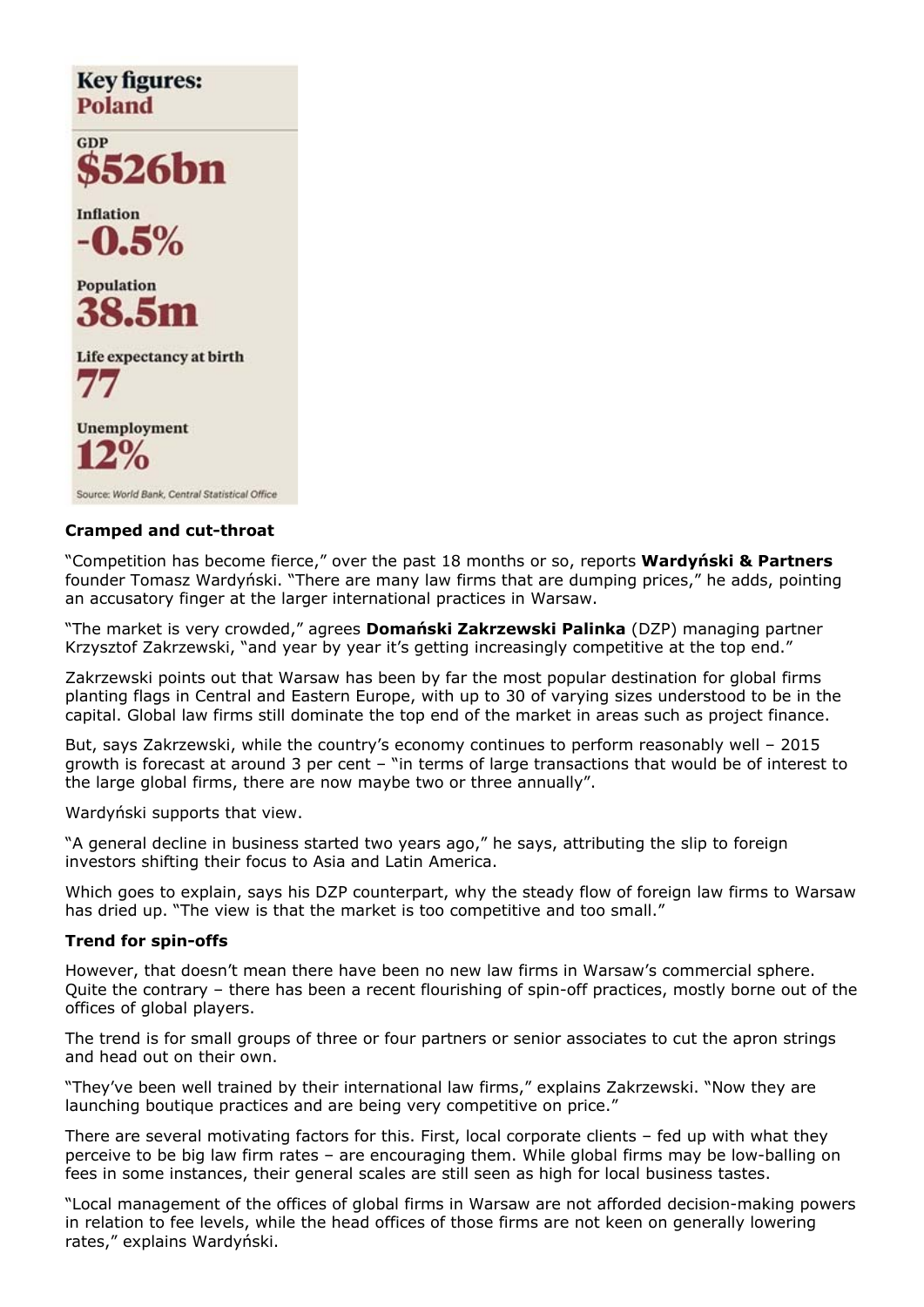**Key figures: Poland**

GDP
**$526bn**

Inflation
**-0.5%**

Population
**38.5m**

Life expectancy at birth
**77**

Unemployment
**12%**

Source: *World Bank, Central Statistical Office*

**Cramped and cut-throat**

"Competition has become fierce," over the past 18 months or so, reports **Wardyński & Partners** founder Tomasz Wardyński. "There are many law firms that are dumping prices," he adds, pointing an accusatory finger at the larger international practices in Warsaw.

"The market is very crowded," agrees **Domański Zakrzewski Palinka** (DZP) managing partner Krzysztof Zakrzewski, "and year by year it's getting increasingly competitive at the top end."

Zakrzewski points out that Warsaw has been by far the most popular destination for global firms planting flags in Central and Eastern Europe, with up to 30 of varying sizes understood to be in the capital. Global law firms still dominate the top end of the market in areas such as project finance.

But, says Zakrzewski, while the country's economy continues to perform reasonably well – 2015 growth is forecast at around 3 per cent – "in terms of large transactions that would be of interest to the large global firms, there are now maybe two or three annually".

Wardyński supports that view.

"A general decline in business started two years ago," he says, attributing the slip to foreign investors shifting their focus to Asia and Latin America.

Which goes to explain, says his DZP counterpart, why the steady flow of foreign law firms to Warsaw has dried up. "The view is that the market is too competitive and too small."

**Trend for spin-offs**

However, that doesn't mean there have been no new law firms in Warsaw's commercial sphere. Quite the contrary – there has been a recent flourishing of spin-off practices, mostly borne out of the offices of global players.

The trend is for small groups of three or four partners or senior associates to cut the apron strings and head out on their own.

"They've been well trained by their international law firms," explains Zakrzewski. "Now they are launching boutique practices and are being very competitive on price."

There are several motivating factors for this. First, local corporate clients – fed up with what they perceive to be big law firm rates – are encouraging them. While global firms may be low-balling on fees in some instances, their general scales are still seen as high for local business tastes.

"Local management of the offices of global firms in Warsaw are not afforded decision-making powers in relation to fee levels, while the head offices of those firms are not keen on generally lowering rates," explains Wardyński.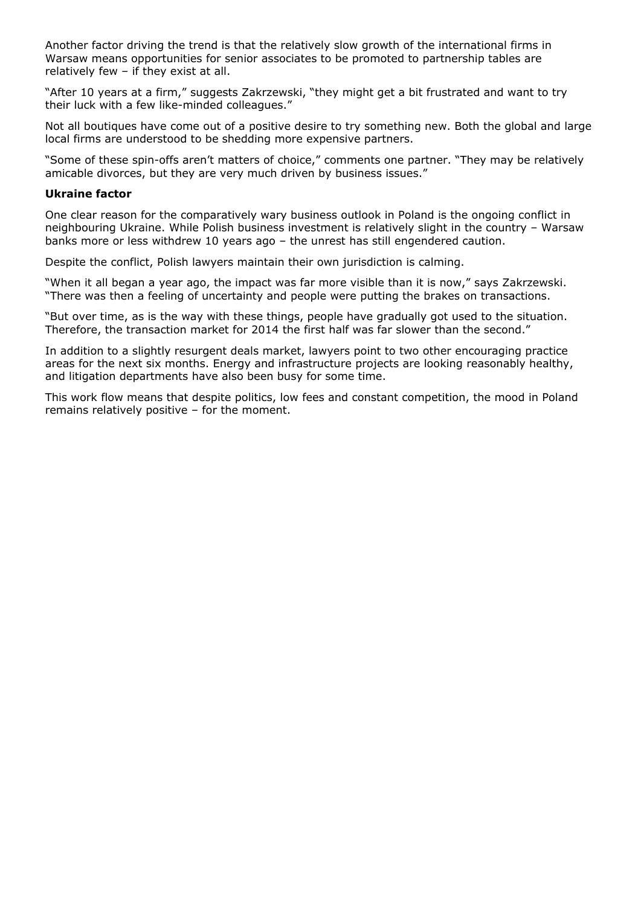Another factor driving the trend is that the relatively slow growth of the international firms in Warsaw means opportunities for senior associates to be promoted to partnership tables are relatively few – if they exist at all.

"After 10 years at a firm," suggests Zakrzewski, "they might get a bit frustrated and want to try their luck with a few like-minded colleagues."

Not all boutiques have come out of a positive desire to try something new. Both the global and large local firms are understood to be shedding more expensive partners.

"Some of these spin-offs aren't matters of choice," comments one partner. "They may be relatively amicable divorces, but they are very much driven by business issues."

**Ukraine factor**

One clear reason for the comparatively wary business outlook in Poland is the ongoing conflict in neighbouring Ukraine. While Polish business investment is relatively slight in the country – Warsaw banks more or less withdrew 10 years ago – the unrest has still engendered caution.

Despite the conflict, Polish lawyers maintain their own jurisdiction is calming.

"When it all began a year ago, the impact was far more visible than it is now," says Zakrzewski. "There was then a feeling of uncertainty and people were putting the brakes on transactions.

"But over time, as is the way with these things, people have gradually got used to the situation. Therefore, the transaction market for 2014 the first half was far slower than the second."

In addition to a slightly resurgent deals market, lawyers point to two other encouraging practice areas for the next six months. Energy and infrastructure projects are looking reasonably healthy, and litigation departments have also been busy for some time.

This work flow means that despite politics, low fees and constant competition, the mood in Poland remains relatively positive – for the moment.